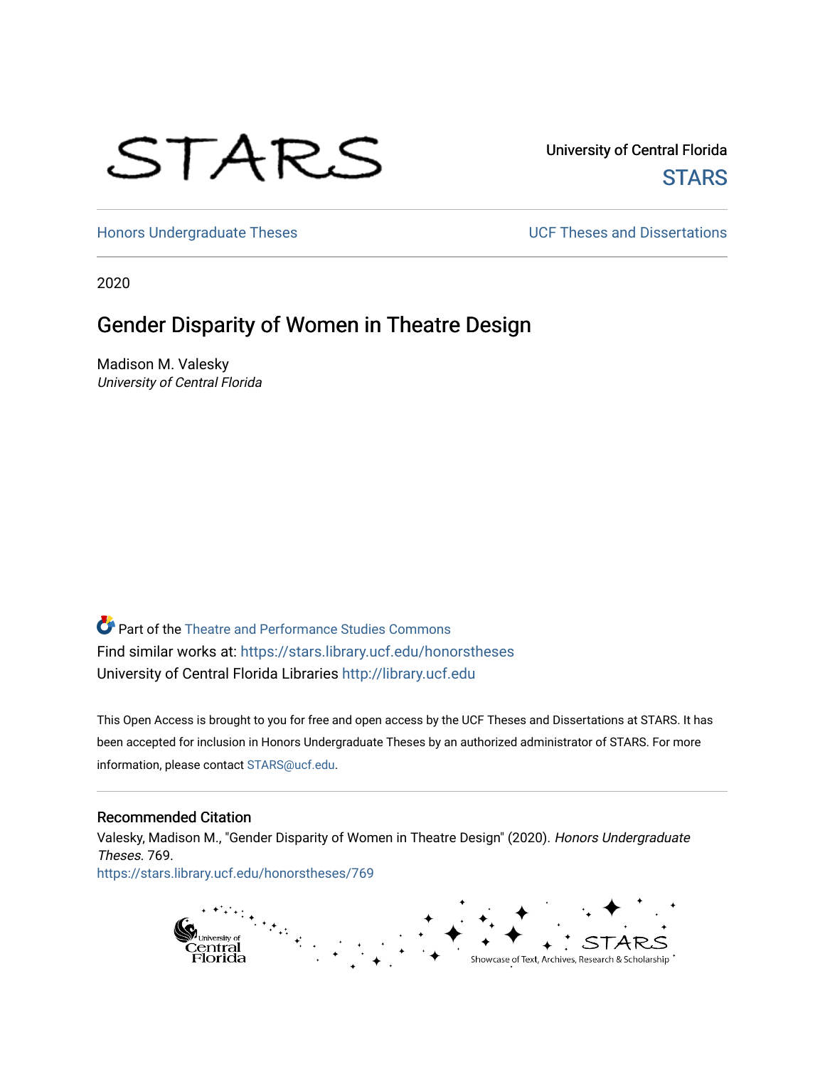STARS

University of Central Florida
STARS

Honors Undergraduate Theses | UCF Theses and Dissertations

2020

# Gender Disparity of Women in Theatre Design

Madison M. Valesky
*University of Central Florida*

Part of the Theatre and Performance Studies Commons
Find similar works at: https://stars.library.ucf.edu/honorstheses
University of Central Florida Libraries http://library.ucf.edu

This Open Access is brought to you for free and open access by the UCF Theses and Dissertations at STARS. It has been accepted for inclusion in Honors Undergraduate Theses by an authorized administrator of STARS. For more information, please contact STARS@ucf.edu.

## Recommended Citation

Valesky, Madison M., "Gender Disparity of Women in Theatre Design" (2020). *Honors Undergraduate Theses*. 769.
https://stars.library.ucf.edu/honorstheses/769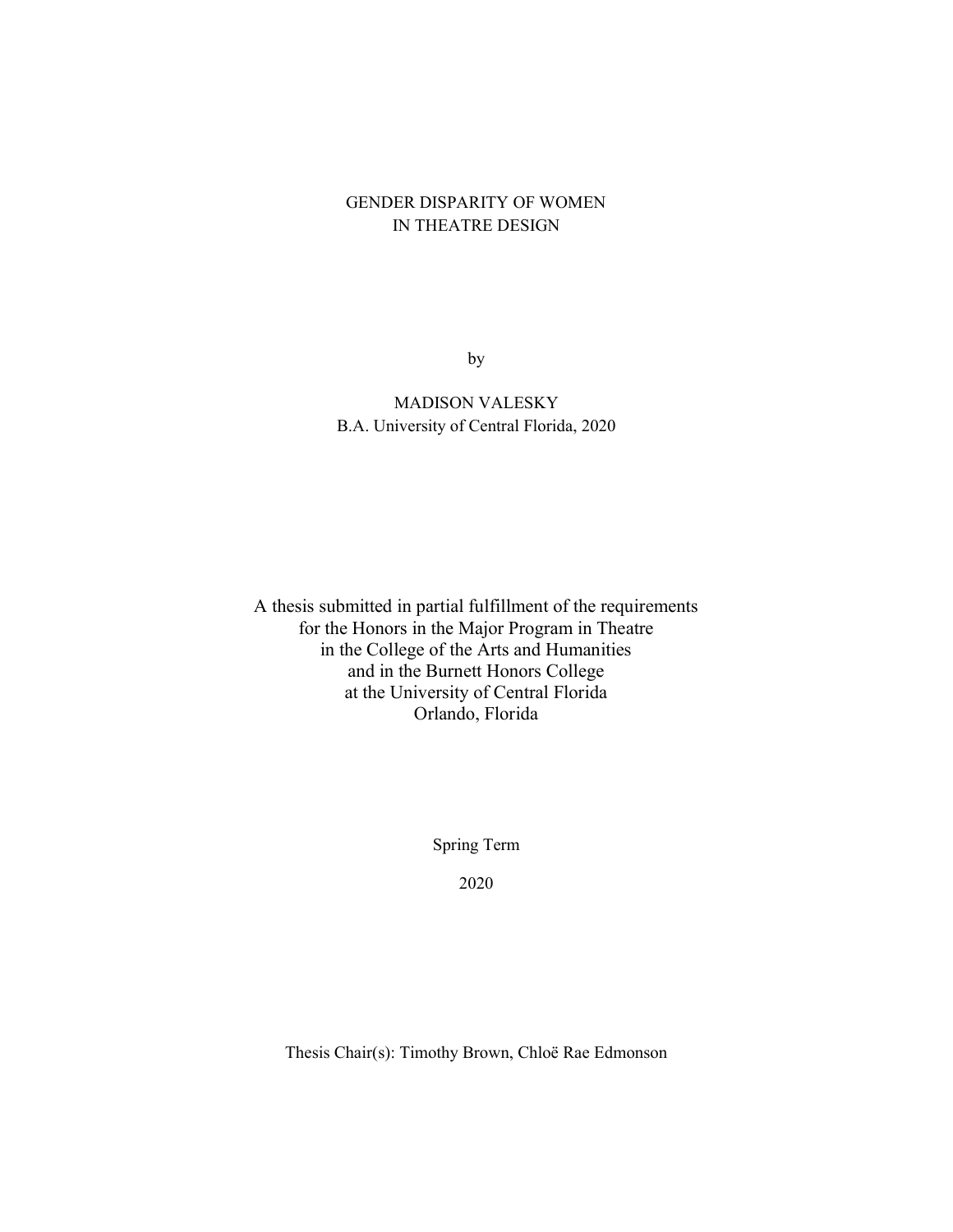# GENDER DISPARITY OF WOMEN IN THEATRE DESIGN

by

MADISON VALESKY
B.A. University of Central Florida, 2020

A thesis submitted in partial fulfillment of the requirements
for the Honors in the Major Program in Theatre
in the College of the Arts and Humanities
and in the Burnett Honors College
at the University of Central Florida
Orlando, Florida

Spring Term

2020

Thesis Chair(s): Timothy Brown, Chloë Rae Edmonson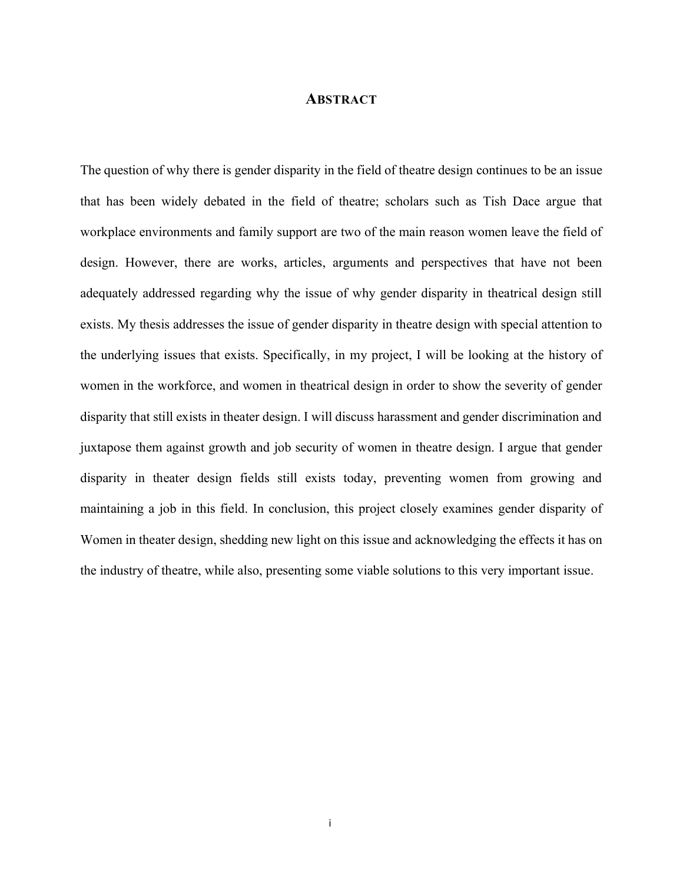# ABSTRACT

The question of why there is gender disparity in the field of theatre design continues to be an issue that has been widely debated in the field of theatre; scholars such as Tish Dace argue that workplace environments and family support are two of the main reason women leave the field of design. However, there are works, articles, arguments and perspectives that have not been adequately addressed regarding why the issue of why gender disparity in theatrical design still exists. My thesis addresses the issue of gender disparity in theatre design with special attention to the underlying issues that exists. Specifically, in my project, I will be looking at the history of women in the workforce, and women in theatrical design in order to show the severity of gender disparity that still exists in theater design. I will discuss harassment and gender discrimination and juxtapose them against growth and job security of women in theatre design. I argue that gender disparity in theater design fields still exists today, preventing women from growing and maintaining a job in this field. In conclusion, this project closely examines gender disparity of Women in theater design, shedding new light on this issue and acknowledging the effects it has on the industry of theatre, while also, presenting some viable solutions to this very important issue.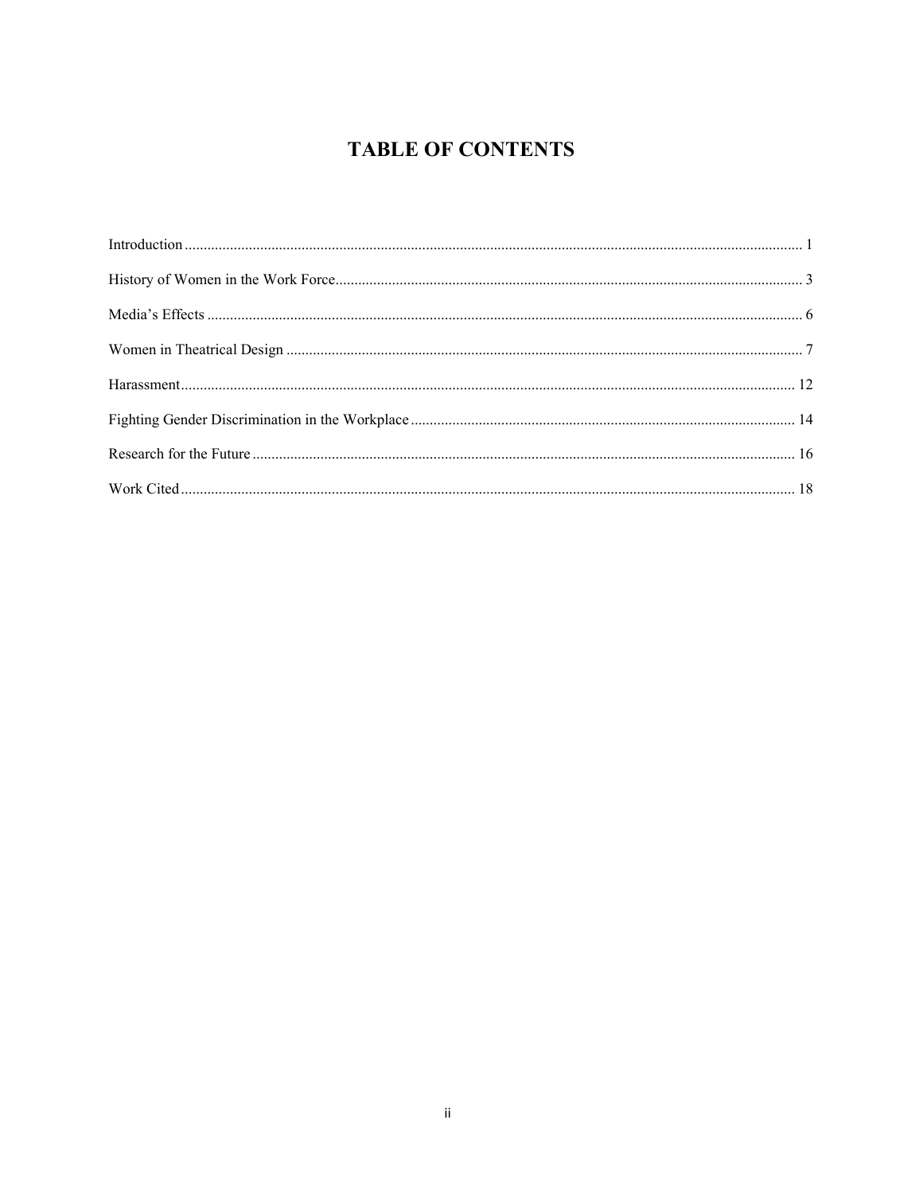# TABLE OF CONTENTS

Introduction ........................................................................................................................ 1

History of Women in the Work Force.................................................................................. 3

Media's Effects ..................................................................................................................... 6

Women in Theatrical Design ................................................................................................ 7

Harassment........................................................................................................................... 12

Fighting Gender Discrimination in the Workplace .............................................................. 14

Research for the Future ........................................................................................................ 16

Work Cited ........................................................................................................................... 18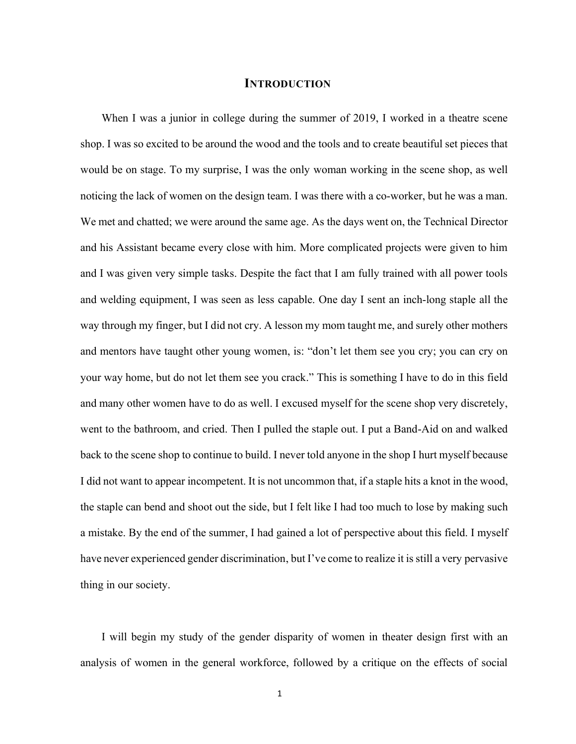# Introduction

When I was a junior in college during the summer of 2019, I worked in a theatre scene shop. I was so excited to be around the wood and the tools and to create beautiful set pieces that would be on stage. To my surprise, I was the only woman working in the scene shop, as well noticing the lack of women on the design team. I was there with a co-worker, but he was a man. We met and chatted; we were around the same age. As the days went on, the Technical Director and his Assistant became every close with him. More complicated projects were given to him and I was given very simple tasks. Despite the fact that I am fully trained with all power tools and welding equipment, I was seen as less capable. One day I sent an inch-long staple all the way through my finger, but I did not cry. A lesson my mom taught me, and surely other mothers and mentors have taught other young women, is: "don't let them see you cry; you can cry on your way home, but do not let them see you crack." This is something I have to do in this field and many other women have to do as well. I excused myself for the scene shop very discretely, went to the bathroom, and cried. Then I pulled the staple out. I put a Band-Aid on and walked back to the scene shop to continue to build. I never told anyone in the shop I hurt myself because I did not want to appear incompetent. It is not uncommon that, if a staple hits a knot in the wood, the staple can bend and shoot out the side, but I felt like I had too much to lose by making such a mistake. By the end of the summer, I had gained a lot of perspective about this field. I myself have never experienced gender discrimination, but I've come to realize it is still a very pervasive thing in our society.

I will begin my study of the gender disparity of women in theater design first with an analysis of women in the general workforce, followed by a critique on the effects of social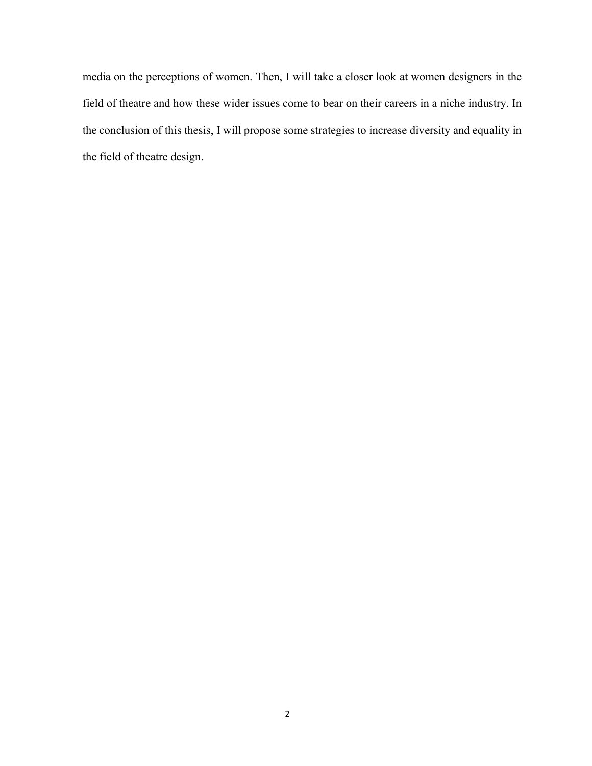media on the perceptions of women. Then, I will take a closer look at women designers in the field of theatre and how these wider issues come to bear on their careers in a niche industry. In the conclusion of this thesis, I will propose some strategies to increase diversity and equality in the field of theatre design.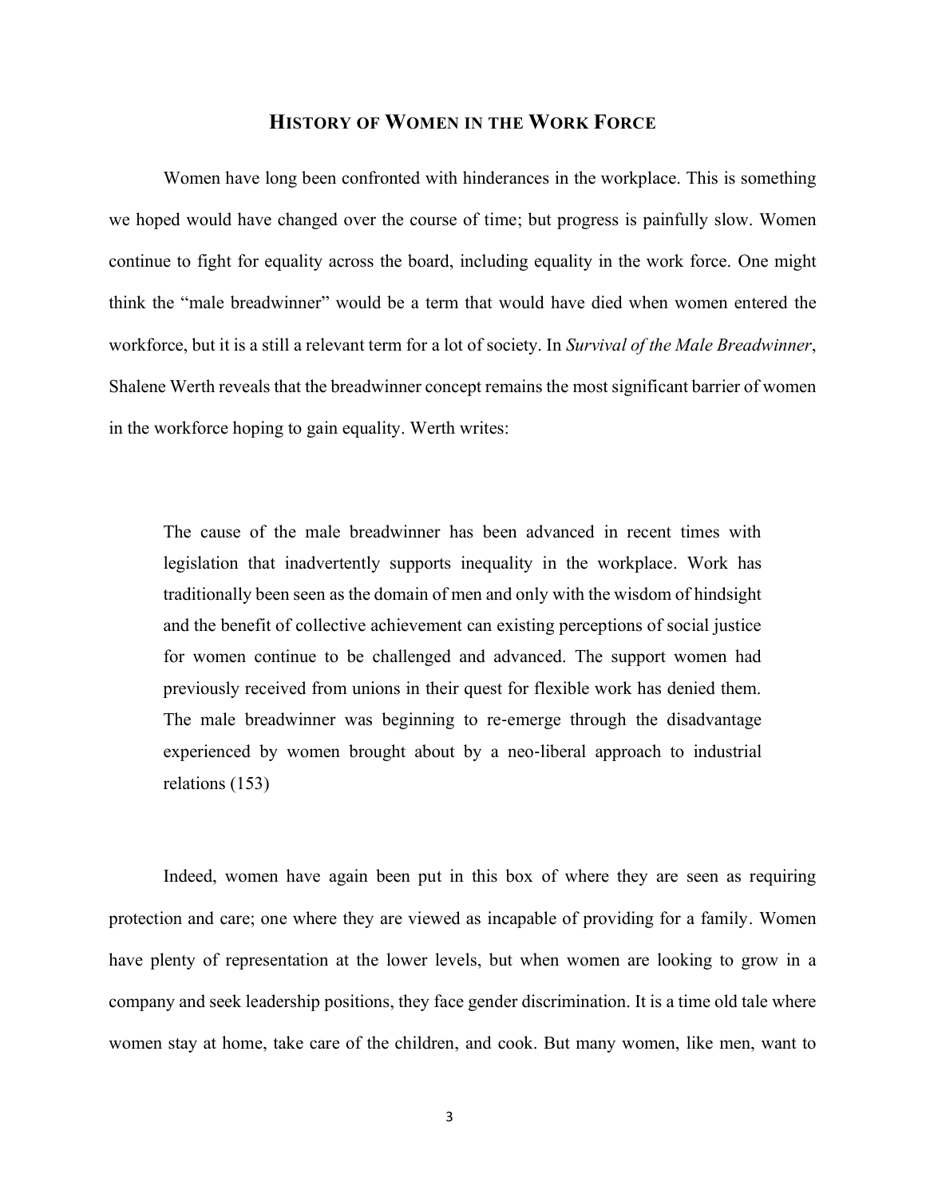## History of Women in the Work Force

Women have long been confronted with hinderances in the workplace. This is something we hoped would have changed over the course of time; but progress is painfully slow. Women continue to fight for equality across the board, including equality in the work force. One might think the "male breadwinner" would be a term that would have died when women entered the workforce, but it is a still a relevant term for a lot of society. In *Survival of the Male Breadwinner*, Shalene Werth reveals that the breadwinner concept remains the most significant barrier of women in the workforce hoping to gain equality. Werth writes:

> The cause of the male breadwinner has been advanced in recent times with legislation that inadvertently supports inequality in the workplace. Work has traditionally been seen as the domain of men and only with the wisdom of hindsight and the benefit of collective achievement can existing perceptions of social justice for women continue to be challenged and advanced. The support women had previously received from unions in their quest for flexible work has denied them. The male breadwinner was beginning to re-emerge through the disadvantage experienced by women brought about by a neo-liberal approach to industrial relations (153)

Indeed, women have again been put in this box of where they are seen as requiring protection and care; one where they are viewed as incapable of providing for a family. Women have plenty of representation at the lower levels, but when women are looking to grow in a company and seek leadership positions, they face gender discrimination. It is a time old tale where women stay at home, take care of the children, and cook. But many women, like men, want to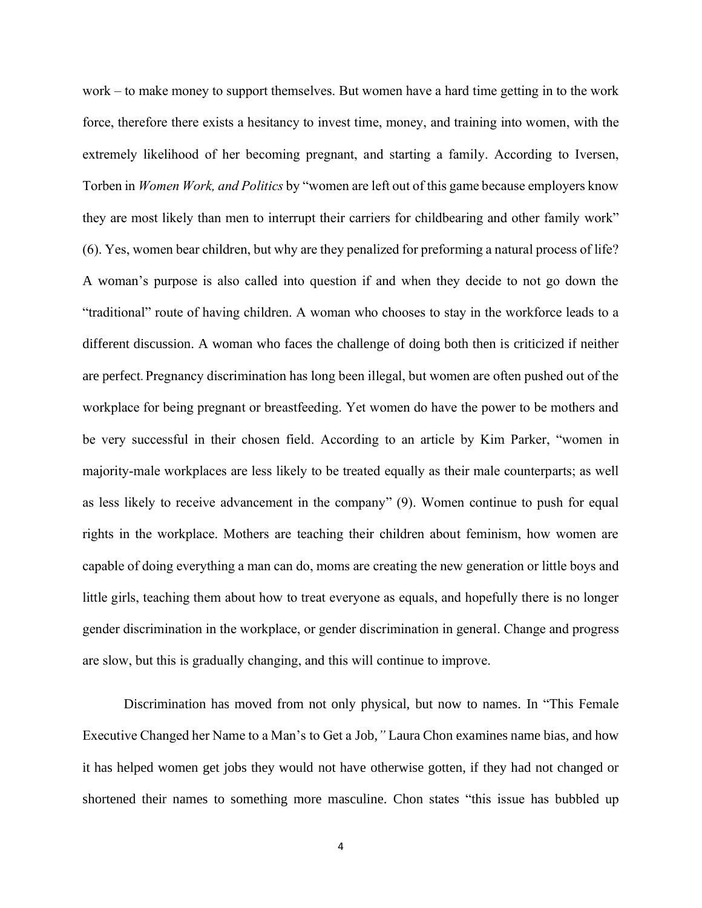work – to make money to support themselves. But women have a hard time getting in to the work force, therefore there exists a hesitancy to invest time, money, and training into women, with the extremely likelihood of her becoming pregnant, and starting a family. According to Iversen, Torben in *Women Work, and Politics* by "women are left out of this game because employers know they are most likely than men to interrupt their carriers for childbearing and other family work" (6). Yes, women bear children, but why are they penalized for preforming a natural process of life? A woman's purpose is also called into question if and when they decide to not go down the "traditional" route of having children. A woman who chooses to stay in the workforce leads to a different discussion. A woman who faces the challenge of doing both then is criticized if neither are perfect. Pregnancy discrimination has long been illegal, but women are often pushed out of the workplace for being pregnant or breastfeeding. Yet women do have the power to be mothers and be very successful in their chosen field. According to an article by Kim Parker, "women in majority-male workplaces are less likely to be treated equally as their male counterparts; as well as less likely to receive advancement in the company" (9). Women continue to push for equal rights in the workplace. Mothers are teaching their children about feminism, how women are capable of doing everything a man can do, moms are creating the new generation or little boys and little girls, teaching them about how to treat everyone as equals, and hopefully there is no longer gender discrimination in the workplace, or gender discrimination in general. Change and progress are slow, but this is gradually changing, and this will continue to improve.

Discrimination has moved from not only physical, but now to names. In "This Female Executive Changed her Name to a Man's to Get a Job,*"* Laura Chon examines name bias, and how it has helped women get jobs they would not have otherwise gotten, if they had not changed or shortened their names to something more masculine. Chon states "this issue has bubbled up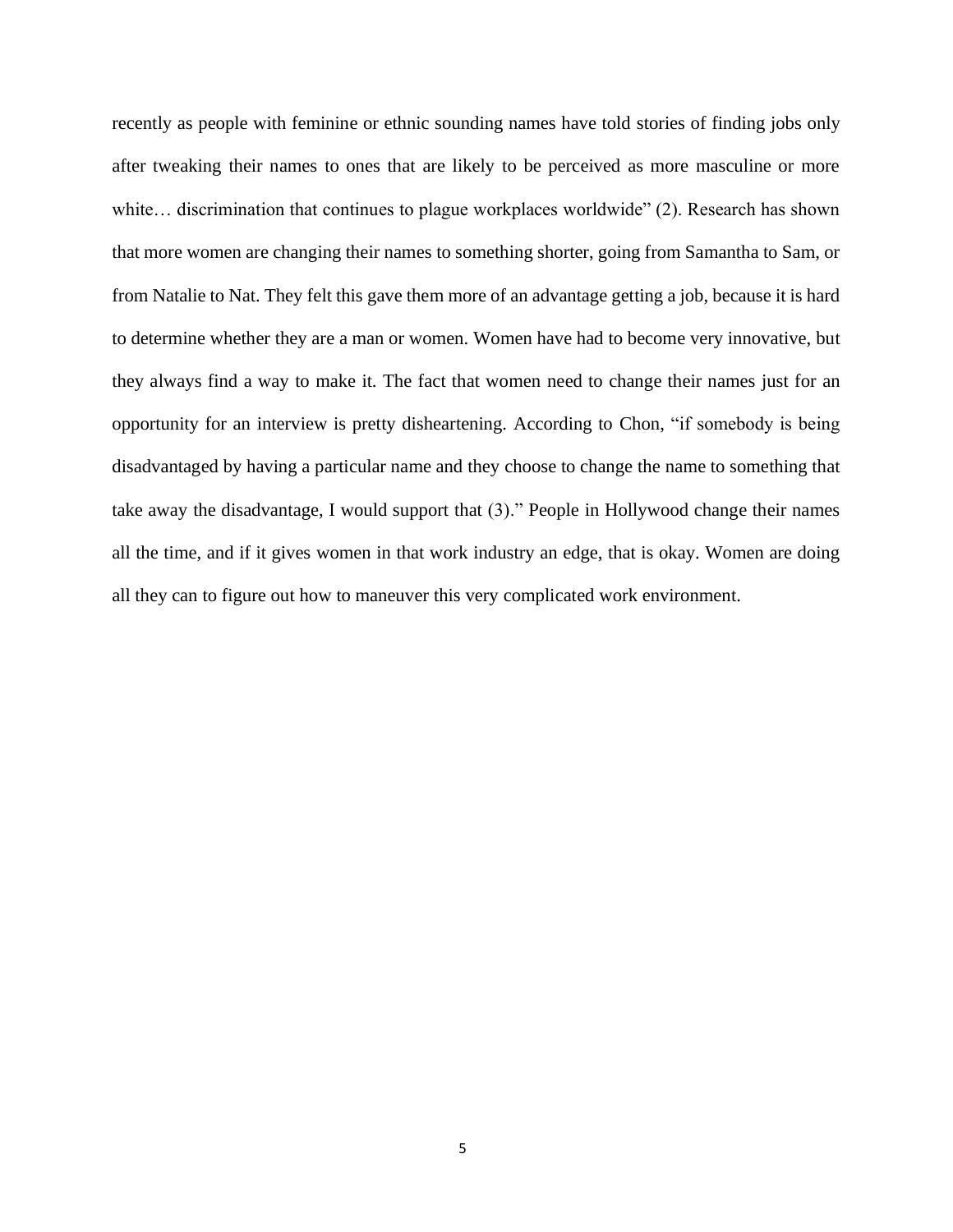recently as people with feminine or ethnic sounding names have told stories of finding jobs only after tweaking their names to ones that are likely to be perceived as more masculine or more white… discrimination that continues to plague workplaces worldwide" (2). Research has shown that more women are changing their names to something shorter, going from Samantha to Sam, or from Natalie to Nat. They felt this gave them more of an advantage getting a job, because it is hard to determine whether they are a man or women. Women have had to become very innovative, but they always find a way to make it. The fact that women need to change their names just for an opportunity for an interview is pretty disheartening. According to Chon, "if somebody is being disadvantaged by having a particular name and they choose to change the name to something that take away the disadvantage, I would support that (3)." People in Hollywood change their names all the time, and if it gives women in that work industry an edge, that is okay. Women are doing all they can to figure out how to maneuver this very complicated work environment.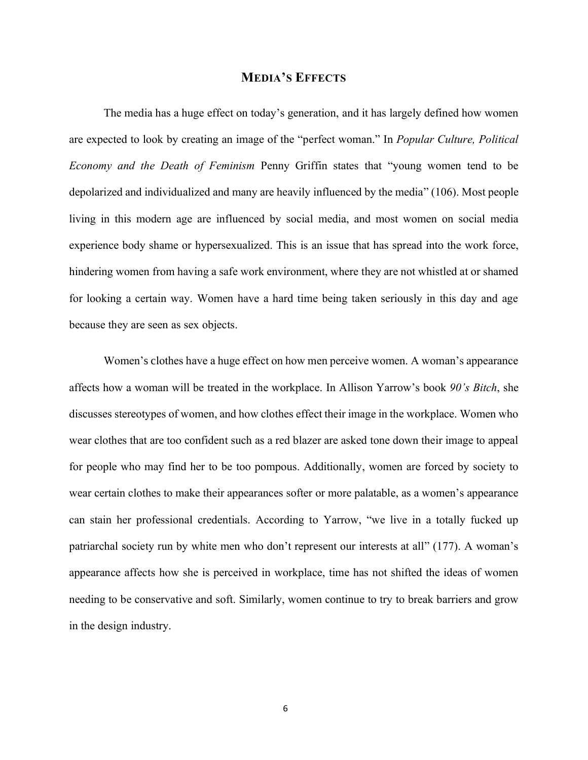## MEDIA'S EFFECTS

The media has a huge effect on today's generation, and it has largely defined how women are expected to look by creating an image of the "perfect woman." In *Popular Culture, Political Economy and the Death of Feminism* Penny Griffin states that "young women tend to be depolarized and individualized and many are heavily influenced by the media" (106). Most people living in this modern age are influenced by social media, and most women on social media experience body shame or hypersexualized. This is an issue that has spread into the work force, hindering women from having a safe work environment, where they are not whistled at or shamed for looking a certain way. Women have a hard time being taken seriously in this day and age because they are seen as sex objects.

Women's clothes have a huge effect on how men perceive women. A woman's appearance affects how a woman will be treated in the workplace. In Allison Yarrow's book *90's Bitch*, she discusses stereotypes of women, and how clothes effect their image in the workplace. Women who wear clothes that are too confident such as a red blazer are asked tone down their image to appeal for people who may find her to be too pompous. Additionally, women are forced by society to wear certain clothes to make their appearances softer or more palatable, as a women's appearance can stain her professional credentials. According to Yarrow, "we live in a totally fucked up patriarchal society run by white men who don't represent our interests at all" (177). A woman's appearance affects how she is perceived in workplace, time has not shifted the ideas of women needing to be conservative and soft. Similarly, women continue to try to break barriers and grow in the design industry.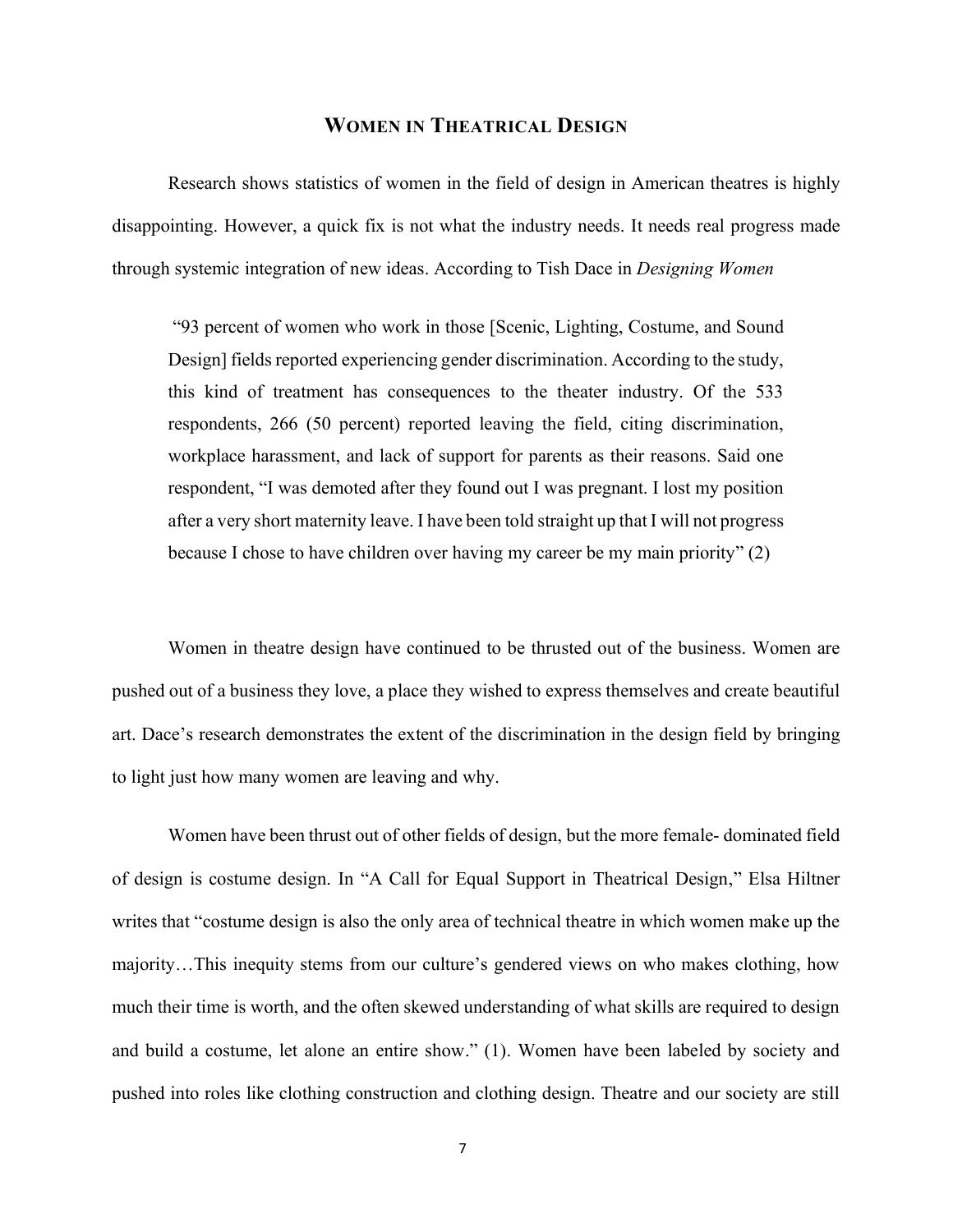## Women in Theatrical Design

Research shows statistics of women in the field of design in American theatres is highly disappointing. However, a quick fix is not what the industry needs. It needs real progress made through systemic integration of new ideas. According to Tish Dace in *Designing Women*

> "93 percent of women who work in those [Scenic, Lighting, Costume, and Sound Design] fields reported experiencing gender discrimination. According to the study, this kind of treatment has consequences to the theater industry. Of the 533 respondents, 266 (50 percent) reported leaving the field, citing discrimination, workplace harassment, and lack of support for parents as their reasons. Said one respondent, "I was demoted after they found out I was pregnant. I lost my position after a very short maternity leave. I have been told straight up that I will not progress because I chose to have children over having my career be my main priority" (2)

Women in theatre design have continued to be thrusted out of the business. Women are pushed out of a business they love, a place they wished to express themselves and create beautiful art. Dace's research demonstrates the extent of the discrimination in the design field by bringing to light just how many women are leaving and why.

Women have been thrust out of other fields of design, but the more female- dominated field of design is costume design. In "A Call for Equal Support in Theatrical Design," Elsa Hiltner writes that "costume design is also the only area of technical theatre in which women make up the majority…This inequity stems from our culture's gendered views on who makes clothing, how much their time is worth, and the often skewed understanding of what skills are required to design and build a costume, let alone an entire show." (1). Women have been labeled by society and pushed into roles like clothing construction and clothing design. Theatre and our society are still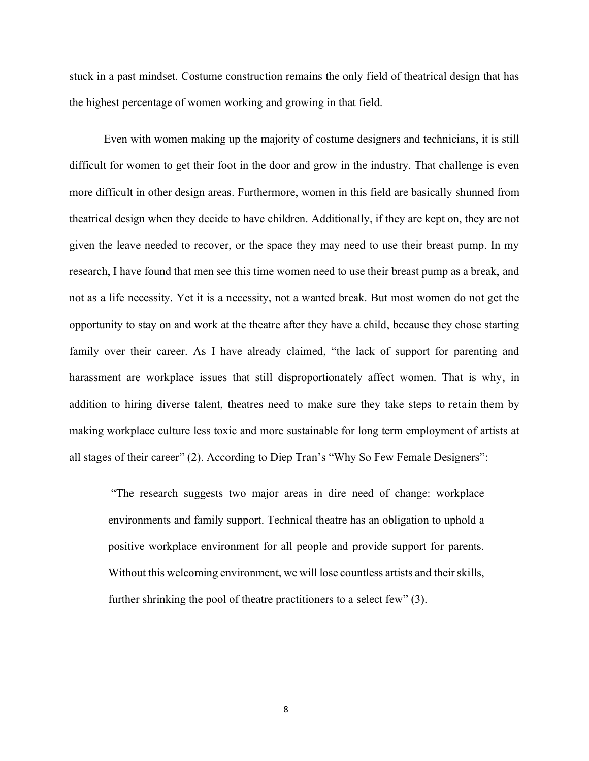stuck in a past mindset. Costume construction remains the only field of theatrical design that has the highest percentage of women working and growing in that field.

Even with women making up the majority of costume designers and technicians, it is still difficult for women to get their foot in the door and grow in the industry. That challenge is even more difficult in other design areas. Furthermore, women in this field are basically shunned from theatrical design when they decide to have children. Additionally, if they are kept on, they are not given the leave needed to recover, or the space they may need to use their breast pump. In my research, I have found that men see this time women need to use their breast pump as a break, and not as a life necessity. Yet it is a necessity, not a wanted break. But most women do not get the opportunity to stay on and work at the theatre after they have a child, because they chose starting family over their career. As I have already claimed, "the lack of support for parenting and harassment are workplace issues that still disproportionately affect women. That is why, in addition to hiring diverse talent, theatres need to make sure they take steps to retain them by making workplace culture less toxic and more sustainable for long term employment of artists at all stages of their career" (2). According to Diep Tran's "Why So Few Female Designers":

> "The research suggests two major areas in dire need of change: workplace environments and family support. Technical theatre has an obligation to uphold a positive workplace environment for all people and provide support for parents. Without this welcoming environment, we will lose countless artists and their skills, further shrinking the pool of theatre practitioners to a select few" (3).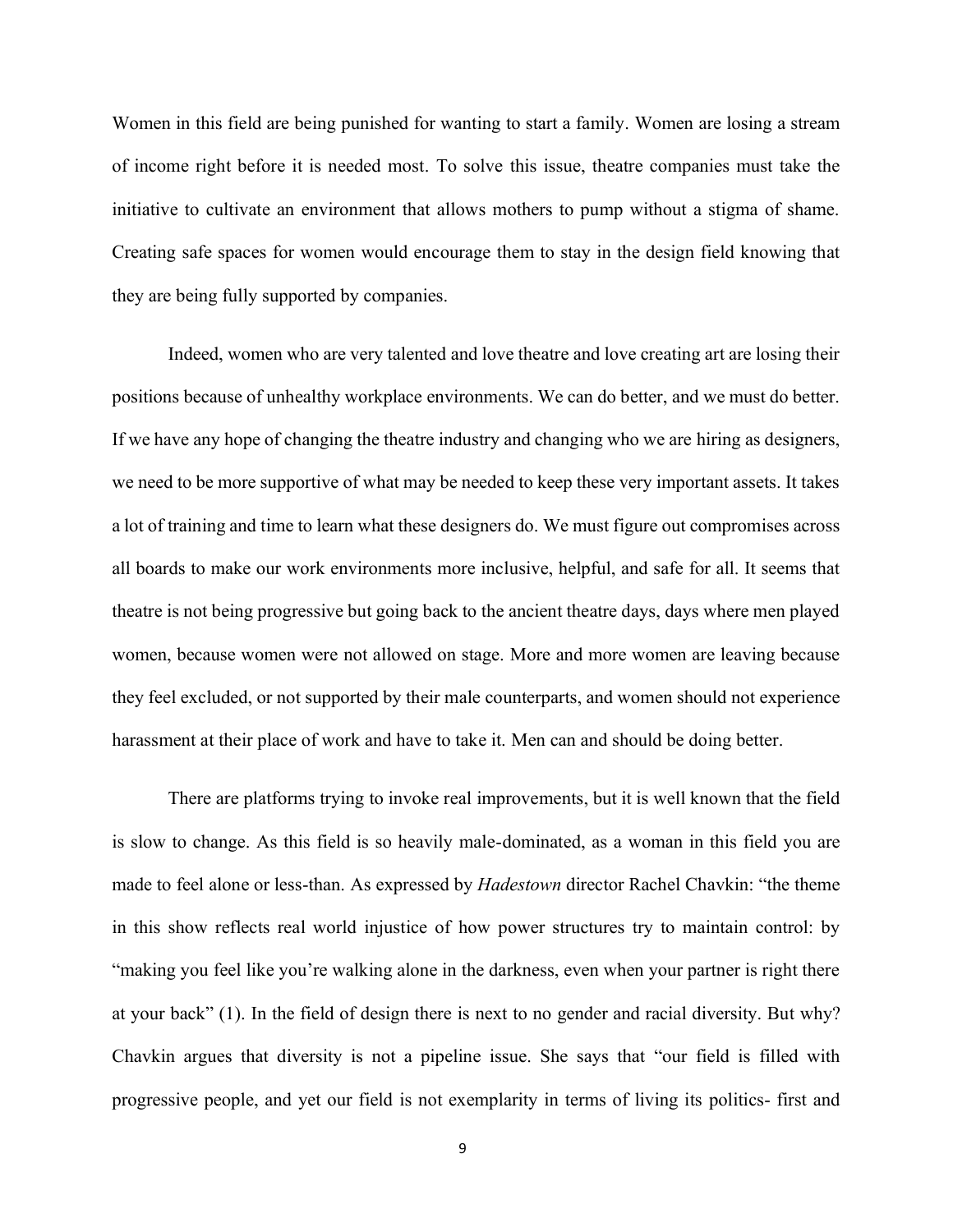Women in this field are being punished for wanting to start a family. Women are losing a stream of income right before it is needed most. To solve this issue, theatre companies must take the initiative to cultivate an environment that allows mothers to pump without a stigma of shame. Creating safe spaces for women would encourage them to stay in the design field knowing that they are being fully supported by companies.

Indeed, women who are very talented and love theatre and love creating art are losing their positions because of unhealthy workplace environments. We can do better, and we must do better. If we have any hope of changing the theatre industry and changing who we are hiring as designers, we need to be more supportive of what may be needed to keep these very important assets. It takes a lot of training and time to learn what these designers do. We must figure out compromises across all boards to make our work environments more inclusive, helpful, and safe for all. It seems that theatre is not being progressive but going back to the ancient theatre days, days where men played women, because women were not allowed on stage. More and more women are leaving because they feel excluded, or not supported by their male counterparts, and women should not experience harassment at their place of work and have to take it. Men can and should be doing better.

There are platforms trying to invoke real improvements, but it is well known that the field is slow to change. As this field is so heavily male-dominated, as a woman in this field you are made to feel alone or less-than. As expressed by *Hadestown* director Rachel Chavkin: "the theme in this show reflects real world injustice of how power structures try to maintain control: by "making you feel like you're walking alone in the darkness, even when your partner is right there at your back" (1). In the field of design there is next to no gender and racial diversity. But why? Chavkin argues that diversity is not a pipeline issue. She says that "our field is filled with progressive people, and yet our field is not exemplarity in terms of living its politics- first and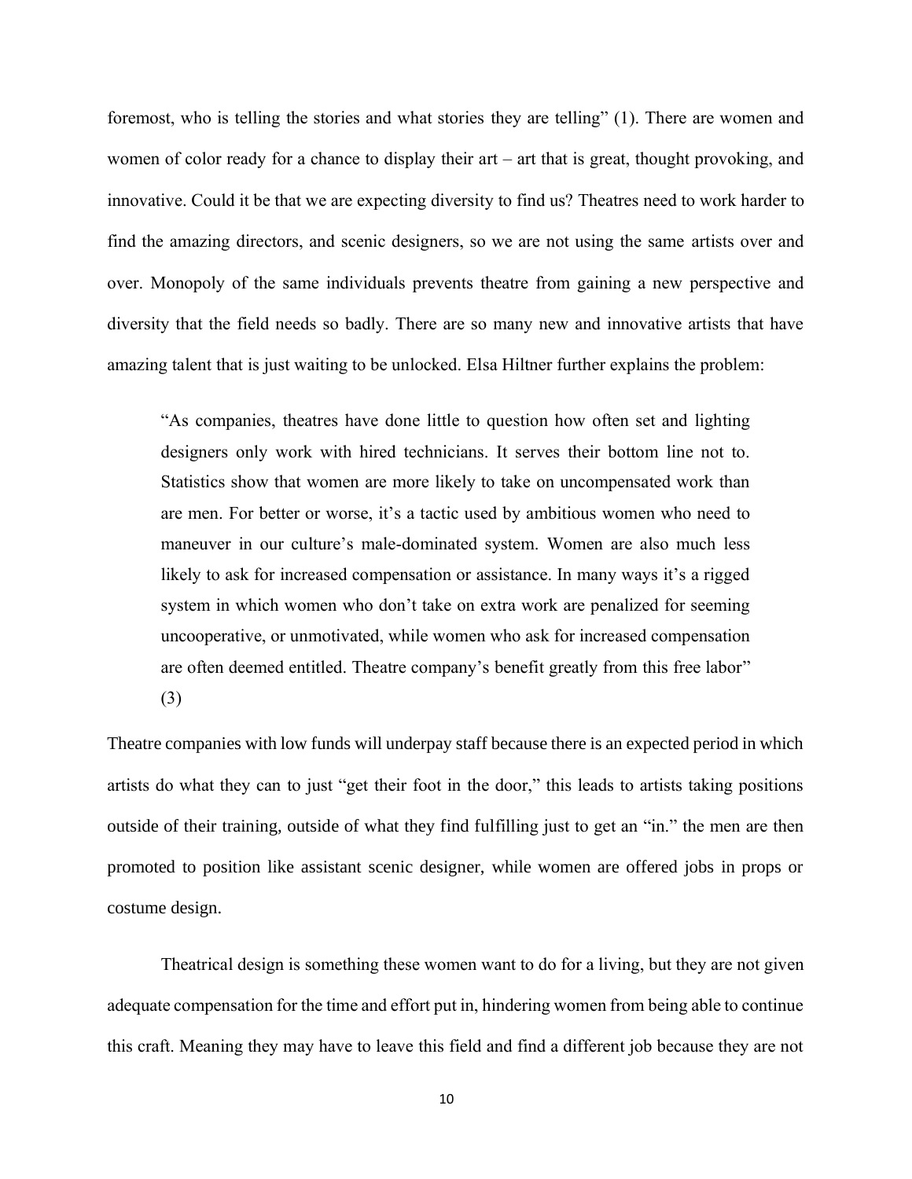foremost, who is telling the stories and what stories they are telling" (1). There are women and women of color ready for a chance to display their art – art that is great, thought provoking, and innovative. Could it be that we are expecting diversity to find us? Theatres need to work harder to find the amazing directors, and scenic designers, so we are not using the same artists over and over. Monopoly of the same individuals prevents theatre from gaining a new perspective and diversity that the field needs so badly. There are so many new and innovative artists that have amazing talent that is just waiting to be unlocked. Elsa Hiltner further explains the problem:

> "As companies, theatres have done little to question how often set and lighting designers only work with hired technicians. It serves their bottom line not to. Statistics show that women are more likely to take on uncompensated work than are men. For better or worse, it's a tactic used by ambitious women who need to maneuver in our culture's male-dominated system. Women are also much less likely to ask for increased compensation or assistance. In many ways it's a rigged system in which women who don't take on extra work are penalized for seeming uncooperative, or unmotivated, while women who ask for increased compensation are often deemed entitled. Theatre company's benefit greatly from this free labor" (3)

Theatre companies with low funds will underpay staff because there is an expected period in which artists do what they can to just "get their foot in the door," this leads to artists taking positions outside of their training, outside of what they find fulfilling just to get an "in." the men are then promoted to position like assistant scenic designer, while women are offered jobs in props or costume design.

Theatrical design is something these women want to do for a living, but they are not given adequate compensation for the time and effort put in, hindering women from being able to continue this craft. Meaning they may have to leave this field and find a different job because they are not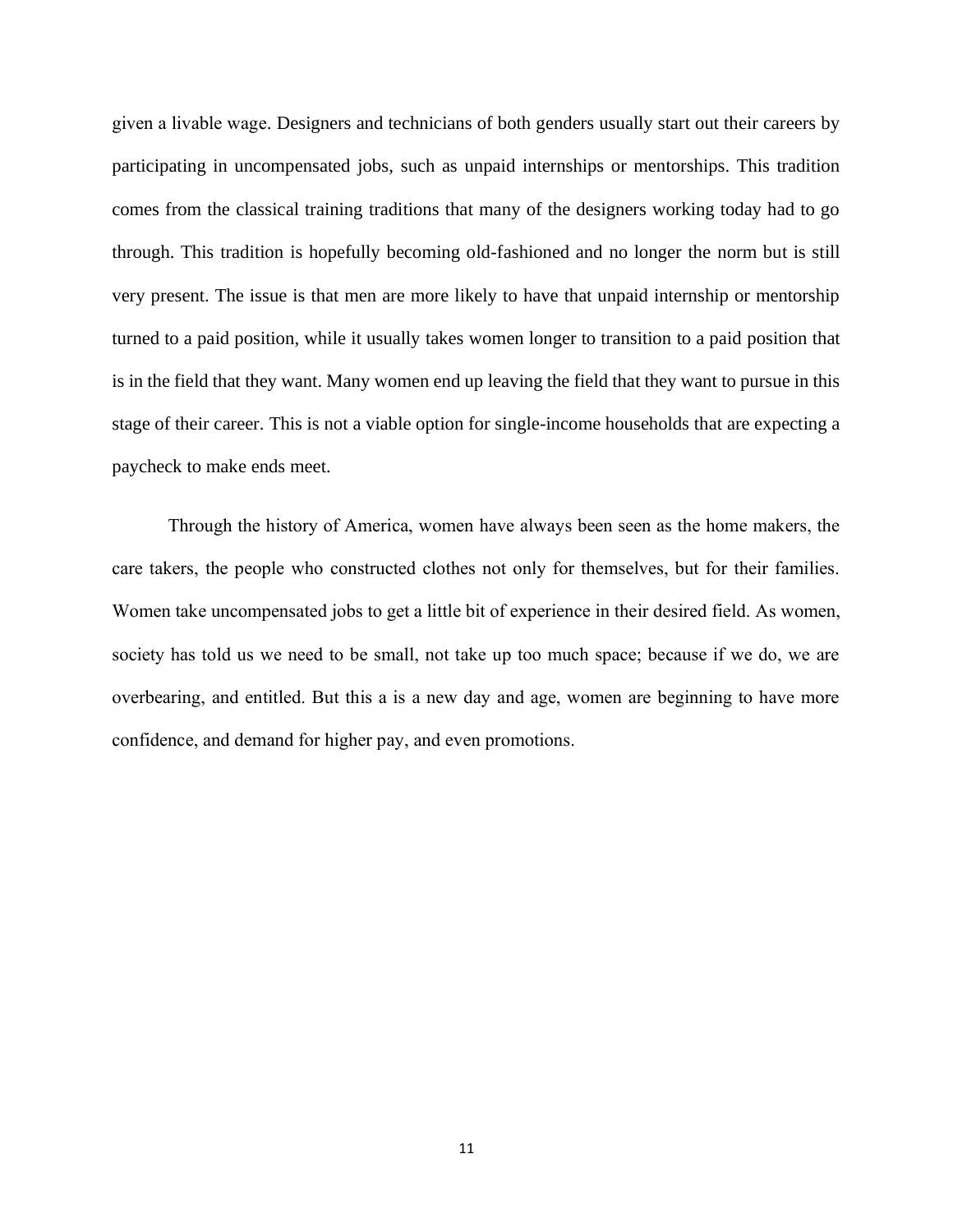given a livable wage. Designers and technicians of both genders usually start out their careers by participating in uncompensated jobs, such as unpaid internships or mentorships. This tradition comes from the classical training traditions that many of the designers working today had to go through. This tradition is hopefully becoming old-fashioned and no longer the norm but is still very present. The issue is that men are more likely to have that unpaid internship or mentorship turned to a paid position, while it usually takes women longer to transition to a paid position that is in the field that they want. Many women end up leaving the field that they want to pursue in this stage of their career. This is not a viable option for single-income households that are expecting a paycheck to make ends meet.

Through the history of America, women have always been seen as the home makers, the care takers, the people who constructed clothes not only for themselves, but for their families. Women take uncompensated jobs to get a little bit of experience in their desired field. As women, society has told us we need to be small, not take up too much space; because if we do, we are overbearing, and entitled. But this a is a new day and age, women are beginning to have more confidence, and demand for higher pay, and even promotions.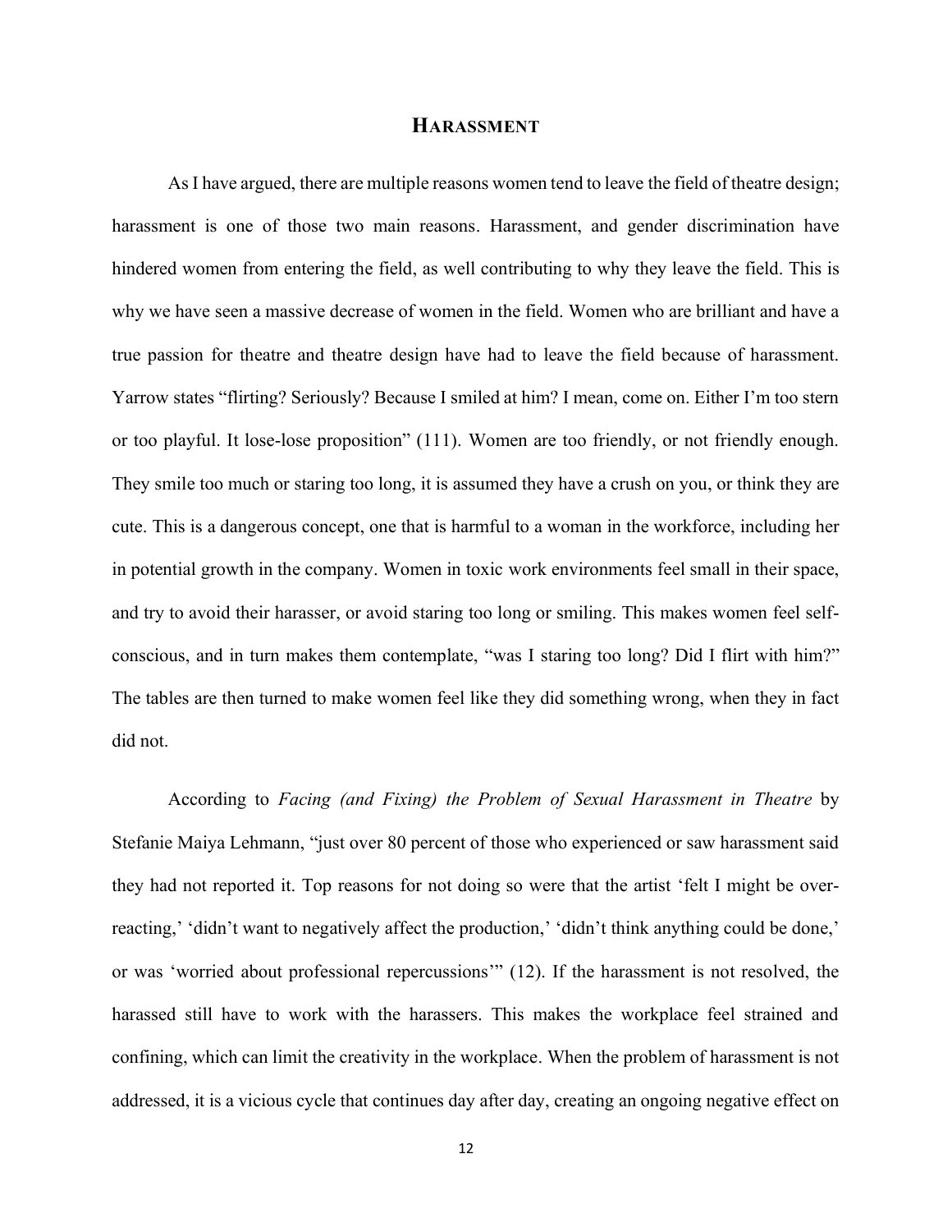## Harassment

As I have argued, there are multiple reasons women tend to leave the field of theatre design; harassment is one of those two main reasons. Harassment, and gender discrimination have hindered women from entering the field, as well contributing to why they leave the field. This is why we have seen a massive decrease of women in the field. Women who are brilliant and have a true passion for theatre and theatre design have had to leave the field because of harassment. Yarrow states "flirting? Seriously? Because I smiled at him? I mean, come on. Either I'm too stern or too playful. It lose-lose proposition" (111). Women are too friendly, or not friendly enough. They smile too much or staring too long, it is assumed they have a crush on you, or think they are cute. This is a dangerous concept, one that is harmful to a woman in the workforce, including her in potential growth in the company. Women in toxic work environments feel small in their space, and try to avoid their harasser, or avoid staring too long or smiling. This makes women feel self-conscious, and in turn makes them contemplate, "was I staring too long? Did I flirt with him?" The tables are then turned to make women feel like they did something wrong, when they in fact did not.

According to *Facing (and Fixing) the Problem of Sexual Harassment in Theatre* by Stefanie Maiya Lehmann, "just over 80 percent of those who experienced or saw harassment said they had not reported it. Top reasons for not doing so were that the artist 'felt I might be over-reacting,' 'didn't want to negatively affect the production,' 'didn't think anything could be done,' or was 'worried about professional repercussions'" (12). If the harassment is not resolved, the harassed still have to work with the harassers. This makes the workplace feel strained and confining, which can limit the creativity in the workplace. When the problem of harassment is not addressed, it is a vicious cycle that continues day after day, creating an ongoing negative effect on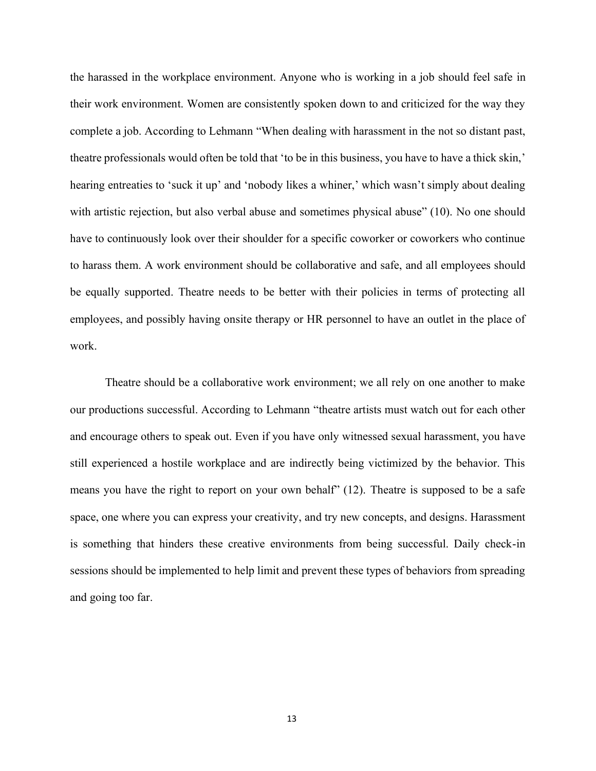the harassed in the workplace environment. Anyone who is working in a job should feel safe in their work environment. Women are consistently spoken down to and criticized for the way they complete a job. According to Lehmann "When dealing with harassment in the not so distant past, theatre professionals would often be told that 'to be in this business, you have to have a thick skin,' hearing entreaties to 'suck it up' and 'nobody likes a whiner,' which wasn't simply about dealing with artistic rejection, but also verbal abuse and sometimes physical abuse" (10). No one should have to continuously look over their shoulder for a specific coworker or coworkers who continue to harass them. A work environment should be collaborative and safe, and all employees should be equally supported. Theatre needs to be better with their policies in terms of protecting all employees, and possibly having onsite therapy or HR personnel to have an outlet in the place of work.

Theatre should be a collaborative work environment; we all rely on one another to make our productions successful. According to Lehmann "theatre artists must watch out for each other and encourage others to speak out. Even if you have only witnessed sexual harassment, you have still experienced a hostile workplace and are indirectly being victimized by the behavior. This means you have the right to report on your own behalf" (12). Theatre is supposed to be a safe space, one where you can express your creativity, and try new concepts, and designs. Harassment is something that hinders these creative environments from being successful. Daily check-in sessions should be implemented to help limit and prevent these types of behaviors from spreading and going too far.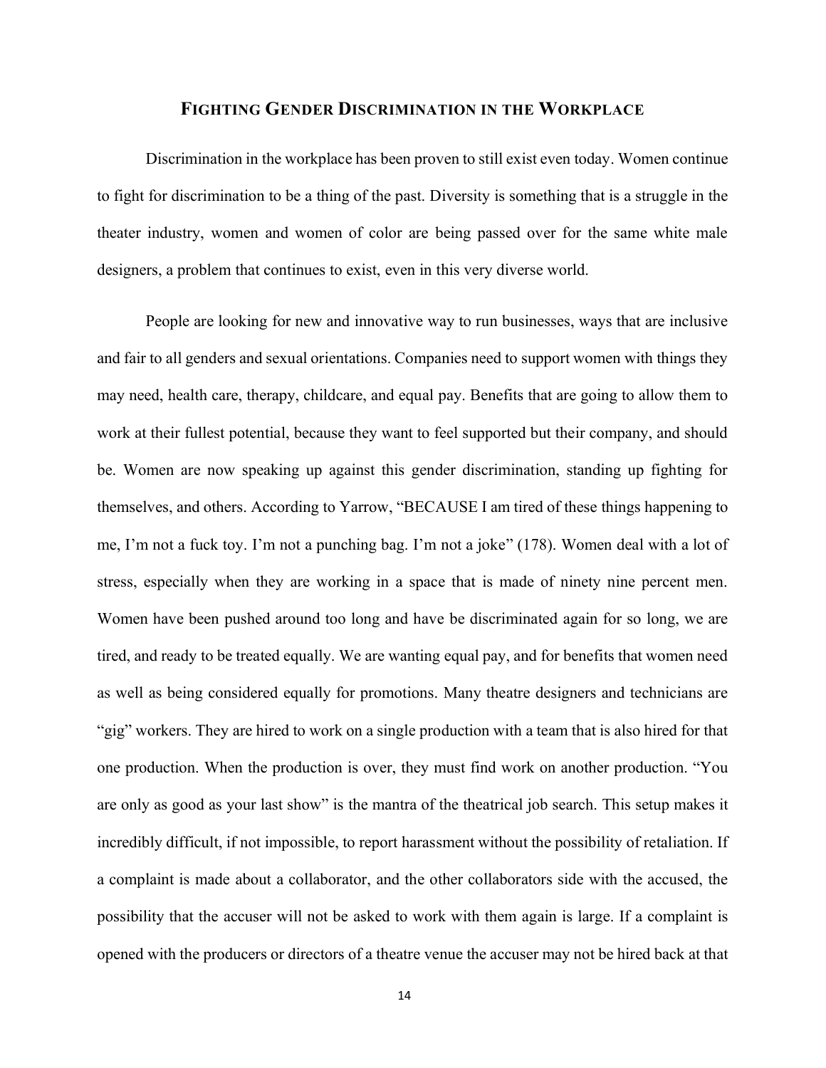## FIGHTING GENDER DISCRIMINATION IN THE WORKPLACE

Discrimination in the workplace has been proven to still exist even today. Women continue to fight for discrimination to be a thing of the past. Diversity is something that is a struggle in the theater industry, women and women of color are being passed over for the same white male designers, a problem that continues to exist, even in this very diverse world.

People are looking for new and innovative way to run businesses, ways that are inclusive and fair to all genders and sexual orientations. Companies need to support women with things they may need, health care, therapy, childcare, and equal pay. Benefits that are going to allow them to work at their fullest potential, because they want to feel supported but their company, and should be. Women are now speaking up against this gender discrimination, standing up fighting for themselves, and others. According to Yarrow, "BECAUSE I am tired of these things happening to me, I'm not a fuck toy. I'm not a punching bag. I'm not a joke" (178). Women deal with a lot of stress, especially when they are working in a space that is made of ninety nine percent men. Women have been pushed around too long and have be discriminated again for so long, we are tired, and ready to be treated equally. We are wanting equal pay, and for benefits that women need as well as being considered equally for promotions. Many theatre designers and technicians are "gig" workers. They are hired to work on a single production with a team that is also hired for that one production. When the production is over, they must find work on another production. "You are only as good as your last show" is the mantra of the theatrical job search. This setup makes it incredibly difficult, if not impossible, to report harassment without the possibility of retaliation. If a complaint is made about a collaborator, and the other collaborators side with the accused, the possibility that the accuser will not be asked to work with them again is large. If a complaint is opened with the producers or directors of a theatre venue the accuser may not be hired back at that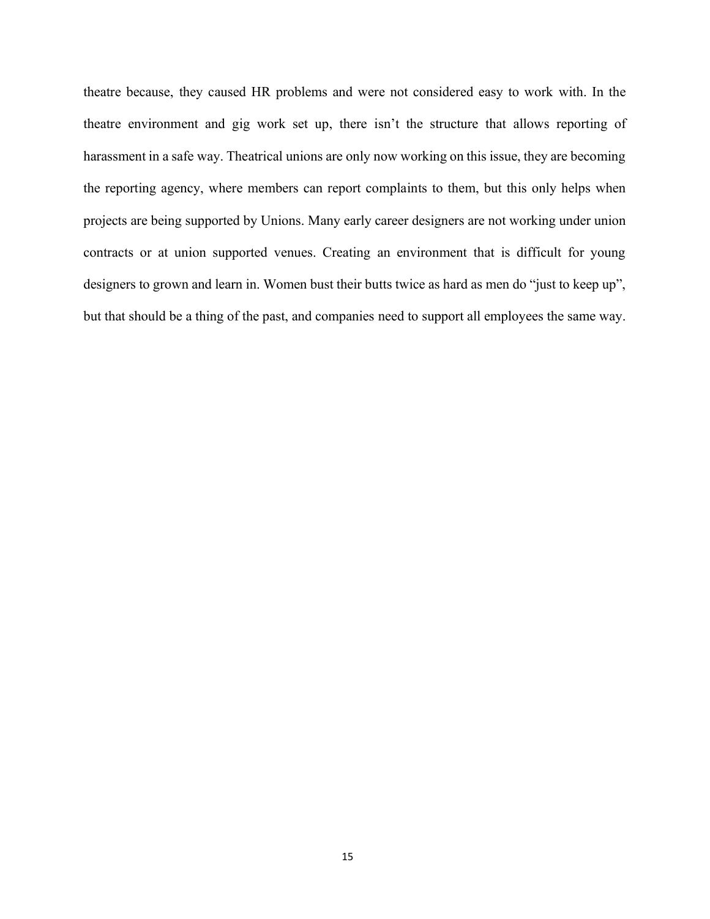theatre because, they caused HR problems and were not considered easy to work with. In the theatre environment and gig work set up, there isn't the structure that allows reporting of harassment in a safe way. Theatrical unions are only now working on this issue, they are becoming the reporting agency, where members can report complaints to them, but this only helps when projects are being supported by Unions. Many early career designers are not working under union contracts or at union supported venues. Creating an environment that is difficult for young designers to grown and learn in. Women bust their butts twice as hard as men do "just to keep up", but that should be a thing of the past, and companies need to support all employees the same way.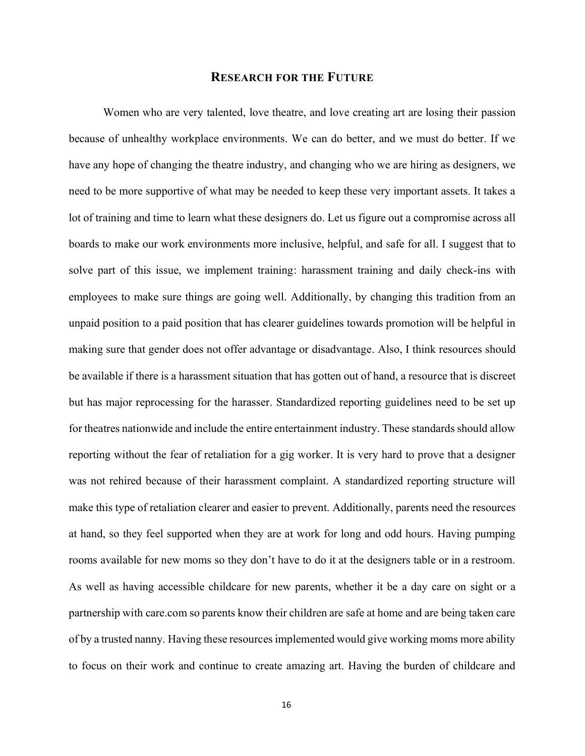## Research for the Future

Women who are very talented, love theatre, and love creating art are losing their passion because of unhealthy workplace environments. We can do better, and we must do better. If we have any hope of changing the theatre industry, and changing who we are hiring as designers, we need to be more supportive of what may be needed to keep these very important assets. It takes a lot of training and time to learn what these designers do. Let us figure out a compromise across all boards to make our work environments more inclusive, helpful, and safe for all. I suggest that to solve part of this issue, we implement training: harassment training and daily check-ins with employees to make sure things are going well. Additionally, by changing this tradition from an unpaid position to a paid position that has clearer guidelines towards promotion will be helpful in making sure that gender does not offer advantage or disadvantage. Also, I think resources should be available if there is a harassment situation that has gotten out of hand, a resource that is discreet but has major reprocessing for the harasser. Standardized reporting guidelines need to be set up for theatres nationwide and include the entire entertainment industry. These standards should allow reporting without the fear of retaliation for a gig worker. It is very hard to prove that a designer was not rehired because of their harassment complaint. A standardized reporting structure will make this type of retaliation clearer and easier to prevent. Additionally, parents need the resources at hand, so they feel supported when they are at work for long and odd hours. Having pumping rooms available for new moms so they don't have to do it at the designers table or in a restroom. As well as having accessible childcare for new parents, whether it be a day care on sight or a partnership with care.com so parents know their children are safe at home and are being taken care of by a trusted nanny. Having these resources implemented would give working moms more ability to focus on their work and continue to create amazing art. Having the burden of childcare and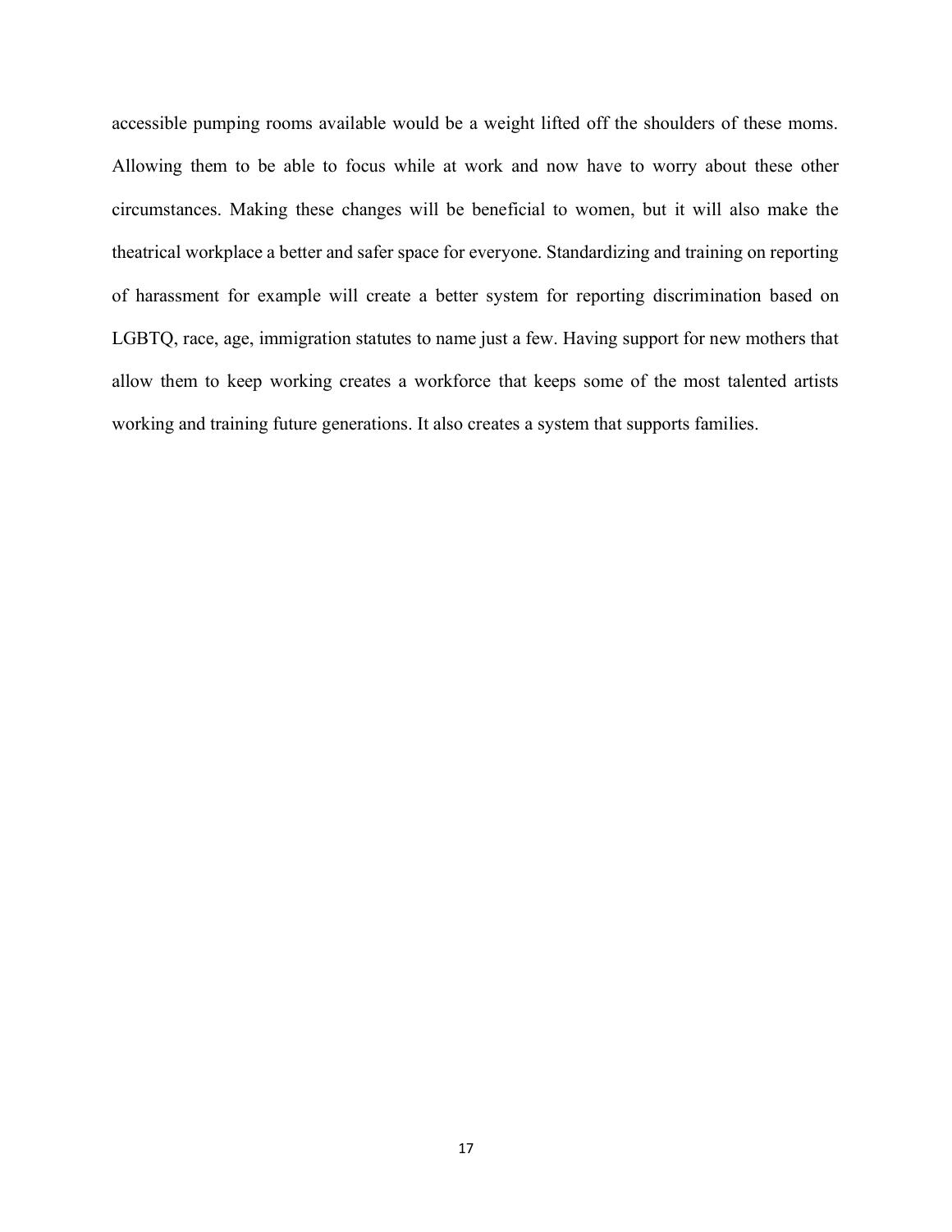accessible pumping rooms available would be a weight lifted off the shoulders of these moms. Allowing them to be able to focus while at work and now have to worry about these other circumstances. Making these changes will be beneficial to women, but it will also make the theatrical workplace a better and safer space for everyone. Standardizing and training on reporting of harassment for example will create a better system for reporting discrimination based on LGBTQ, race, age, immigration statutes to name just a few. Having support for new mothers that allow them to keep working creates a workforce that keeps some of the most talented artists working and training future generations. It also creates a system that supports families.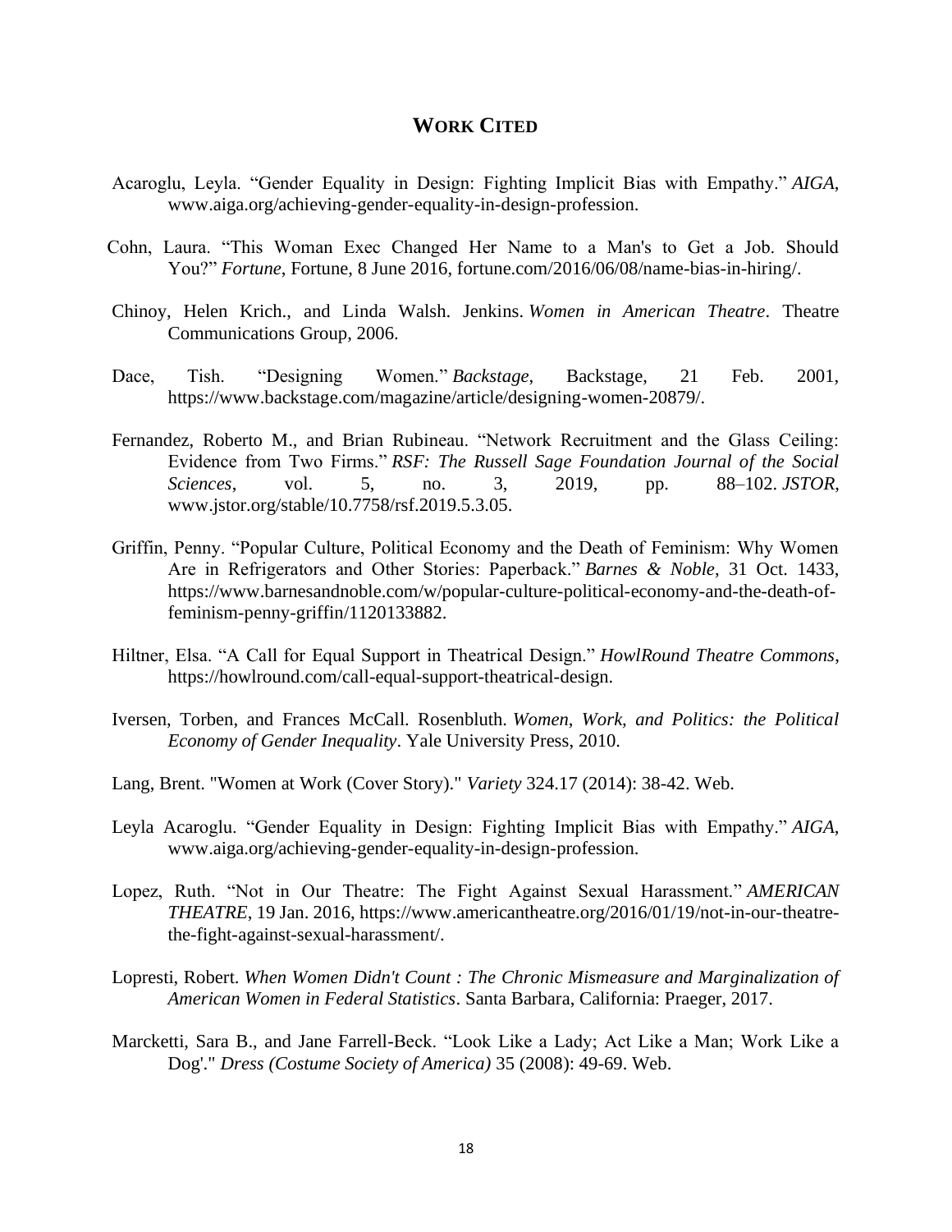## WORK CITED

Acaroglu, Leyla. "Gender Equality in Design: Fighting Implicit Bias with Empathy." *AIGA*, www.aiga.org/achieving-gender-equality-in-design-profession.

Cohn, Laura. "This Woman Exec Changed Her Name to a Man's to Get a Job. Should You?" *Fortune*, Fortune, 8 June 2016, fortune.com/2016/06/08/name-bias-in-hiring/.

Chinoy, Helen Krich., and Linda Walsh. Jenkins. *Women in American Theatre*. Theatre Communications Group, 2006.

Dace, Tish. "Designing Women." *Backstage*, Backstage, 21 Feb. 2001, https://www.backstage.com/magazine/article/designing-women-20879/.

Fernandez, Roberto M., and Brian Rubineau. "Network Recruitment and the Glass Ceiling: Evidence from Two Firms." *RSF: The Russell Sage Foundation Journal of the Social Sciences*, vol. 5, no. 3, 2019, pp. 88–102. *JSTOR*, www.jstor.org/stable/10.7758/rsf.2019.5.3.05.

Griffin, Penny. "Popular Culture, Political Economy and the Death of Feminism: Why Women Are in Refrigerators and Other Stories: Paperback." *Barnes & Noble*, 31 Oct. 1433, https://www.barnesandnoble.com/w/popular-culture-political-economy-and-the-death-of-feminism-penny-griffin/1120133882.

Hiltner, Elsa. "A Call for Equal Support in Theatrical Design." *HowlRound Theatre Commons*, https://howlround.com/call-equal-support-theatrical-design.

Iversen, Torben, and Frances McCall. Rosenbluth. *Women, Work, and Politics: the Political Economy of Gender Inequality*. Yale University Press, 2010.

Lang, Brent. "Women at Work (Cover Story)." *Variety* 324.17 (2014): 38-42. Web.

Leyla Acaroglu. "Gender Equality in Design: Fighting Implicit Bias with Empathy." *AIGA*, www.aiga.org/achieving-gender-equality-in-design-profession.

Lopez, Ruth. "Not in Our Theatre: The Fight Against Sexual Harassment." *AMERICAN THEATRE*, 19 Jan. 2016, https://www.americantheatre.org/2016/01/19/not-in-our-theatre-the-fight-against-sexual-harassment/.

Lopresti, Robert. *When Women Didn't Count : The Chronic Mismeasure and Marginalization of American Women in Federal Statistics*. Santa Barbara, California: Praeger, 2017.

Marcketti, Sara B., and Jane Farrell-Beck. "Look Like a Lady; Act Like a Man; Work Like a Dog'." *Dress (Costume Society of America)* 35 (2008): 49-69. Web.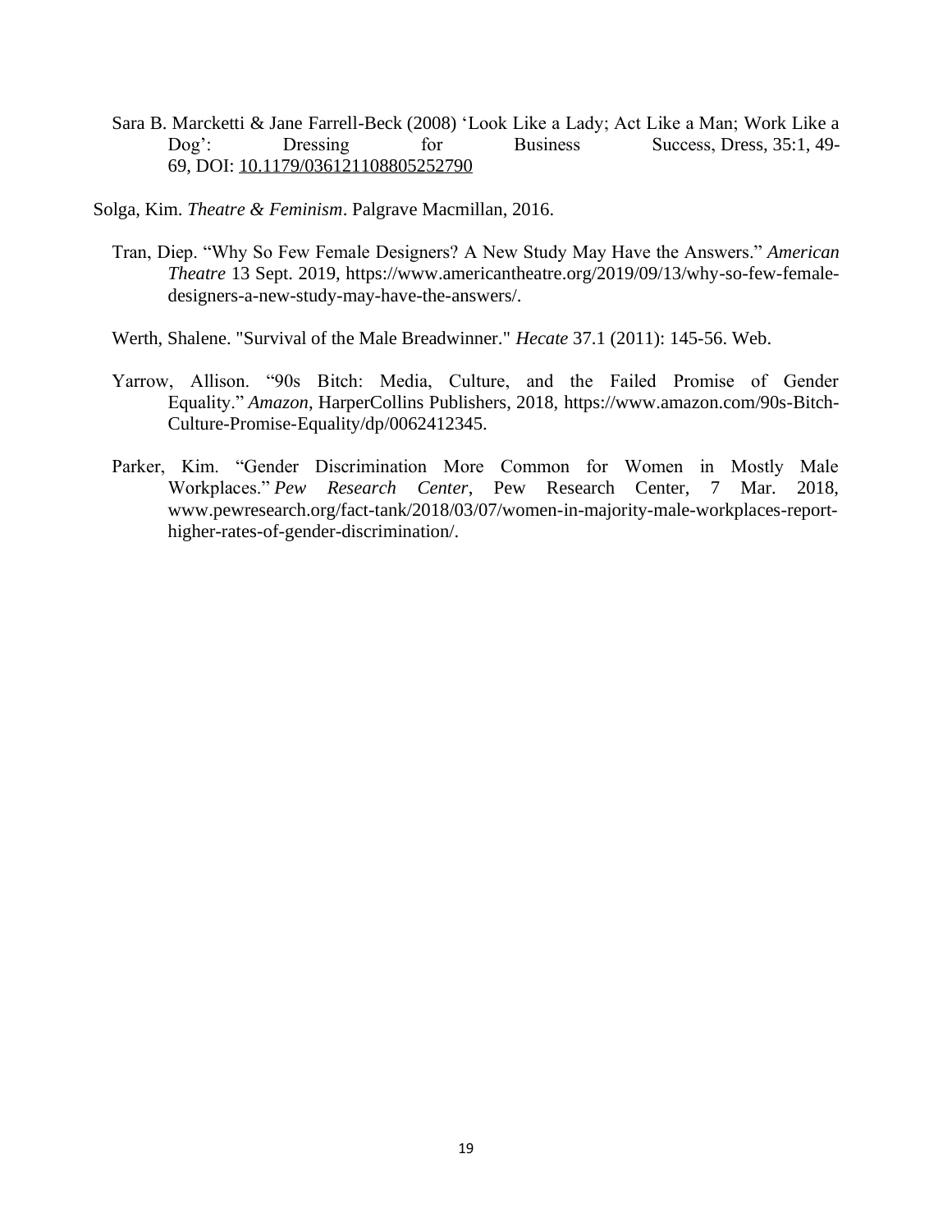Sara B. Marcketti & Jane Farrell-Beck (2008) 'Look Like a Lady; Act Like a Man; Work Like a Dog': Dressing for Business Success, Dress, 35:1, 49-69, DOI: 10.1179/036121108805252790

Solga, Kim. *Theatre & Feminism*. Palgrave Macmillan, 2016.

Tran, Diep. "Why So Few Female Designers? A New Study May Have the Answers." *American Theatre* 13 Sept. 2019, https://www.americantheatre.org/2019/09/13/why-so-few-female-designers-a-new-study-may-have-the-answers/.

Werth, Shalene. "Survival of the Male Breadwinner." *Hecate* 37.1 (2011): 145-56. Web.

Yarrow, Allison. "90s Bitch: Media, Culture, and the Failed Promise of Gender Equality." *Amazon*, HarperCollins Publishers, 2018, https://www.amazon.com/90s-Bitch-Culture-Promise-Equality/dp/0062412345.

Parker, Kim. "Gender Discrimination More Common for Women in Mostly Male Workplaces." *Pew Research Center*, Pew Research Center, 7 Mar. 2018, www.pewresearch.org/fact-tank/2018/03/07/women-in-majority-male-workplaces-report-higher-rates-of-gender-discrimination/.